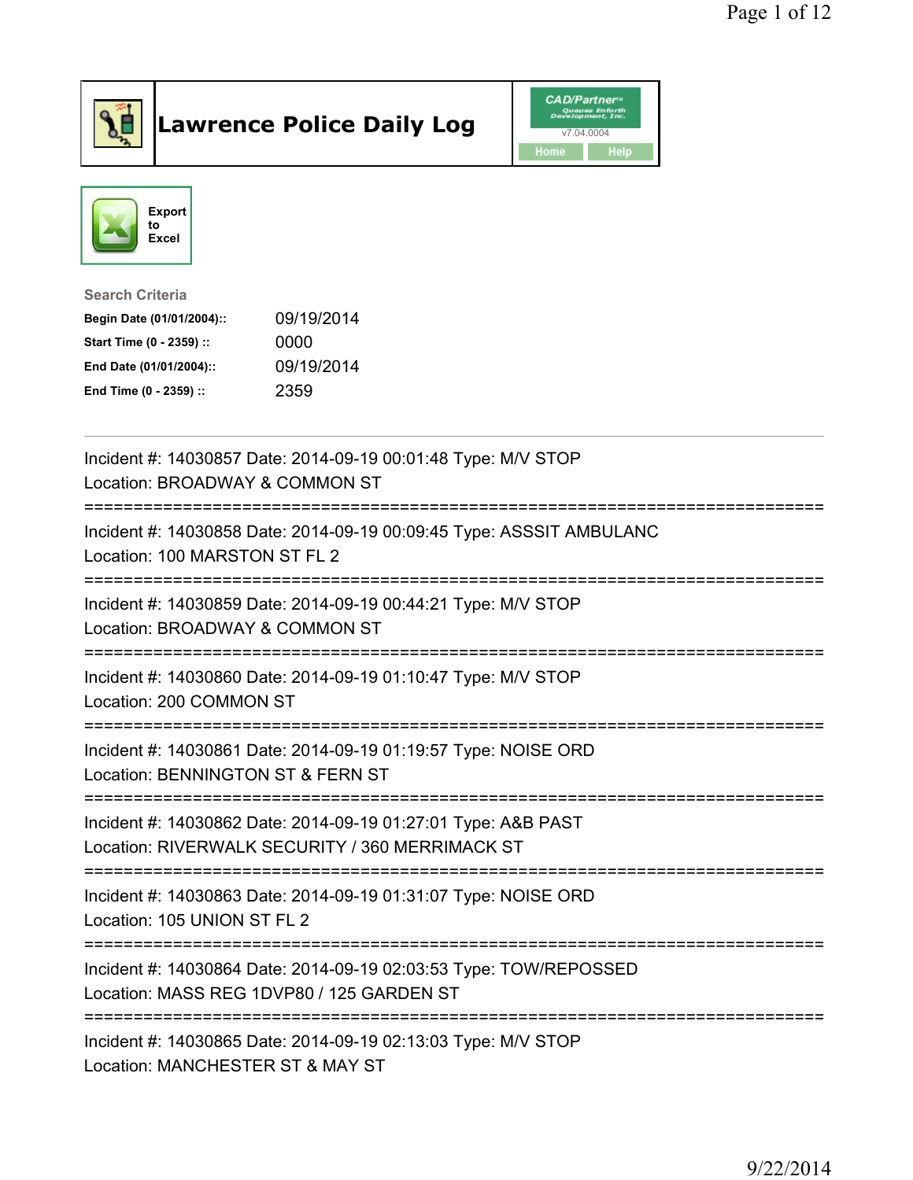# Lawrence Police Daily Log

Export to Excel

**Search Criteria**

| | |
|---|---|
| **Begin Date (01/01/2004)::** | 09/19/2014 |
| **Start Time (0 - 2359) ::** | 0000 |
| **End Date (01/01/2004)::** | 09/19/2014 |
| **End Time (0 - 2359) ::** | 2359 |

---

Incident #: 14030857 Date: 2014-09-19 00:01:48 Type: M/V STOP
Location: BROADWAY & COMMON ST

===========================================================================

Incident #: 14030858 Date: 2014-09-19 00:09:45 Type: ASSSIT AMBULANC
Location: 100 MARSTON ST FL 2

===========================================================================

Incident #: 14030859 Date: 2014-09-19 00:44:21 Type: M/V STOP
Location: BROADWAY & COMMON ST

===========================================================================

Incident #: 14030860 Date: 2014-09-19 01:10:47 Type: M/V STOP
Location: 200 COMMON ST

===========================================================================

Incident #: 14030861 Date: 2014-09-19 01:19:57 Type: NOISE ORD
Location: BENNINGTON ST & FERN ST

===========================================================================

Incident #: 14030862 Date: 2014-09-19 01:27:01 Type: A&B PAST
Location: RIVERWALK SECURITY / 360 MERRIMACK ST

===========================================================================

Incident #: 14030863 Date: 2014-09-19 01:31:07 Type: NOISE ORD
Location: 105 UNION ST FL 2

===========================================================================

Incident #: 14030864 Date: 2014-09-19 02:03:53 Type: TOW/REPOSSED
Location: MASS REG 1DVP80 / 125 GARDEN ST

===========================================================================

Incident #: 14030865 Date: 2014-09-19 02:13:03 Type: M/V STOP
Location: MANCHESTER ST & MAY ST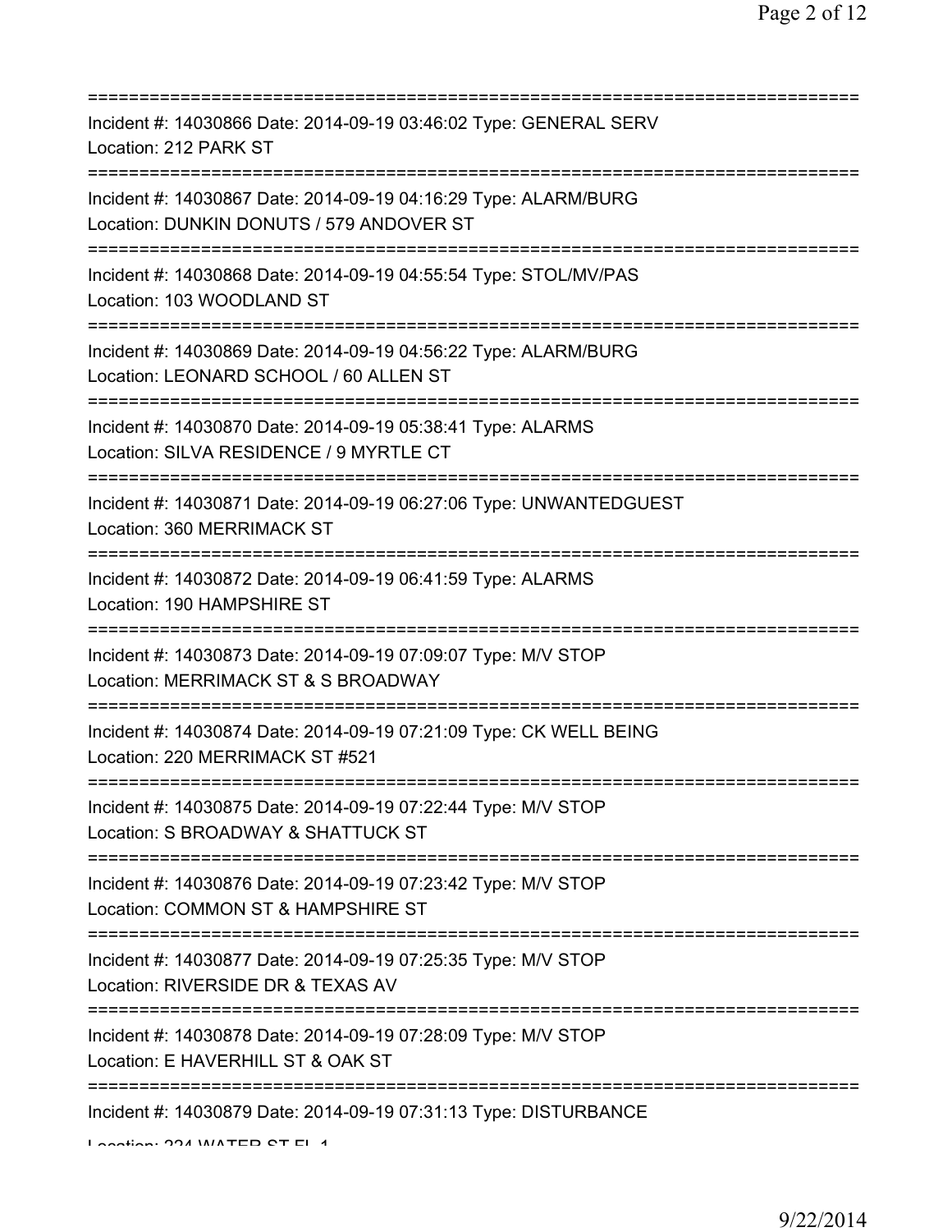===========================================================================
Incident #: 14030866 Date: 2014-09-19 03:46:02 Type: GENERAL SERV
Location: 212 PARK ST
===========================================================================
Incident #: 14030867 Date: 2014-09-19 04:16:29 Type: ALARM/BURG
Location: DUNKIN DONUTS / 579 ANDOVER ST
===========================================================================
Incident #: 14030868 Date: 2014-09-19 04:55:54 Type: STOL/MV/PAS
Location: 103 WOODLAND ST
===========================================================================
Incident #: 14030869 Date: 2014-09-19 04:56:22 Type: ALARM/BURG
Location: LEONARD SCHOOL / 60 ALLEN ST
===========================================================================
Incident #: 14030870 Date: 2014-09-19 05:38:41 Type: ALARMS
Location: SILVA RESIDENCE / 9 MYRTLE CT
===========================================================================
Incident #: 14030871 Date: 2014-09-19 06:27:06 Type: UNWANTEDGUEST
Location: 360 MERRIMACK ST
===========================================================================
Incident #: 14030872 Date: 2014-09-19 06:41:59 Type: ALARMS
Location: 190 HAMPSHIRE ST
===========================================================================
Incident #: 14030873 Date: 2014-09-19 07:09:07 Type: M/V STOP
Location: MERRIMACK ST & S BROADWAY
===========================================================================
Incident #: 14030874 Date: 2014-09-19 07:21:09 Type: CK WELL BEING
Location: 220 MERRIMACK ST #521
===========================================================================
Incident #: 14030875 Date: 2014-09-19 07:22:44 Type: M/V STOP
Location: S BROADWAY & SHATTUCK ST
===========================================================================
Incident #: 14030876 Date: 2014-09-19 07:23:42 Type: M/V STOP
Location: COMMON ST & HAMPSHIRE ST
===========================================================================
Incident #: 14030877 Date: 2014-09-19 07:25:35 Type: M/V STOP
Location: RIVERSIDE DR & TEXAS AV
===========================================================================
Incident #: 14030878 Date: 2014-09-19 07:28:09 Type: M/V STOP
Location: E HAVERHILL ST & OAK ST
===========================================================================
Incident #: 14030879 Date: 2014-09-19 07:31:13 Type: DISTURBANCE
Location: 224 WATER ST FL 1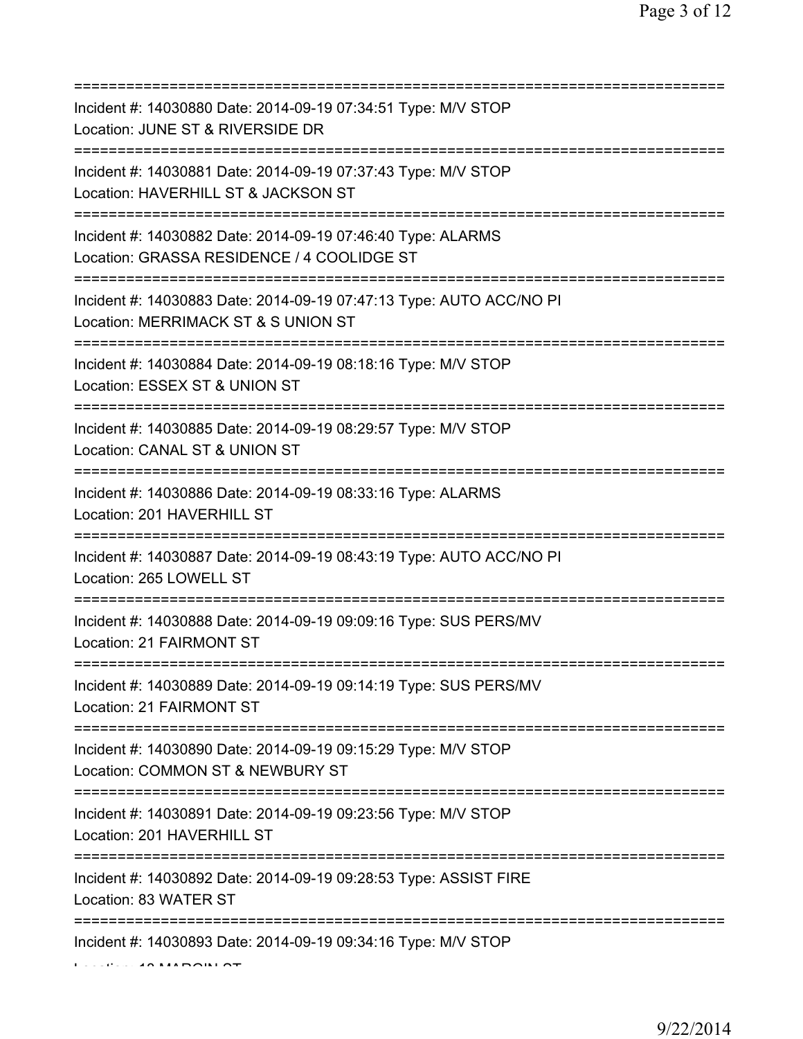===========================================================================
Incident #: 14030880 Date: 2014-09-19 07:34:51 Type: M/V STOP
Location: JUNE ST & RIVERSIDE DR
===========================================================================
Incident #: 14030881 Date: 2014-09-19 07:37:43 Type: M/V STOP
Location: HAVERHILL ST & JACKSON ST
===========================================================================
Incident #: 14030882 Date: 2014-09-19 07:46:40 Type: ALARMS
Location: GRASSA RESIDENCE / 4 COOLIDGE ST
===========================================================================
Incident #: 14030883 Date: 2014-09-19 07:47:13 Type: AUTO ACC/NO PI
Location: MERRIMACK ST & S UNION ST
===========================================================================
Incident #: 14030884 Date: 2014-09-19 08:18:16 Type: M/V STOP
Location: ESSEX ST & UNION ST
===========================================================================
Incident #: 14030885 Date: 2014-09-19 08:29:57 Type: M/V STOP
Location: CANAL ST & UNION ST
===========================================================================
Incident #: 14030886 Date: 2014-09-19 08:33:16 Type: ALARMS
Location: 201 HAVERHILL ST
===========================================================================
Incident #: 14030887 Date: 2014-09-19 08:43:19 Type: AUTO ACC/NO PI
Location: 265 LOWELL ST
===========================================================================
Incident #: 14030888 Date: 2014-09-19 09:09:16 Type: SUS PERS/MV
Location: 21 FAIRMONT ST
===========================================================================
Incident #: 14030889 Date: 2014-09-19 09:14:19 Type: SUS PERS/MV
Location: 21 FAIRMONT ST
===========================================================================
Incident #: 14030890 Date: 2014-09-19 09:15:29 Type: M/V STOP
Location: COMMON ST & NEWBURY ST
===========================================================================
Incident #: 14030891 Date: 2014-09-19 09:23:56 Type: M/V STOP
Location: 201 HAVERHILL ST
===========================================================================
Incident #: 14030892 Date: 2014-09-19 09:28:53 Type: ASSIST FIRE
Location: 83 WATER ST
===========================================================================
Incident #: 14030893 Date: 2014-09-19 09:34:16 Type: M/V STOP
Location: 10 MARGIN ST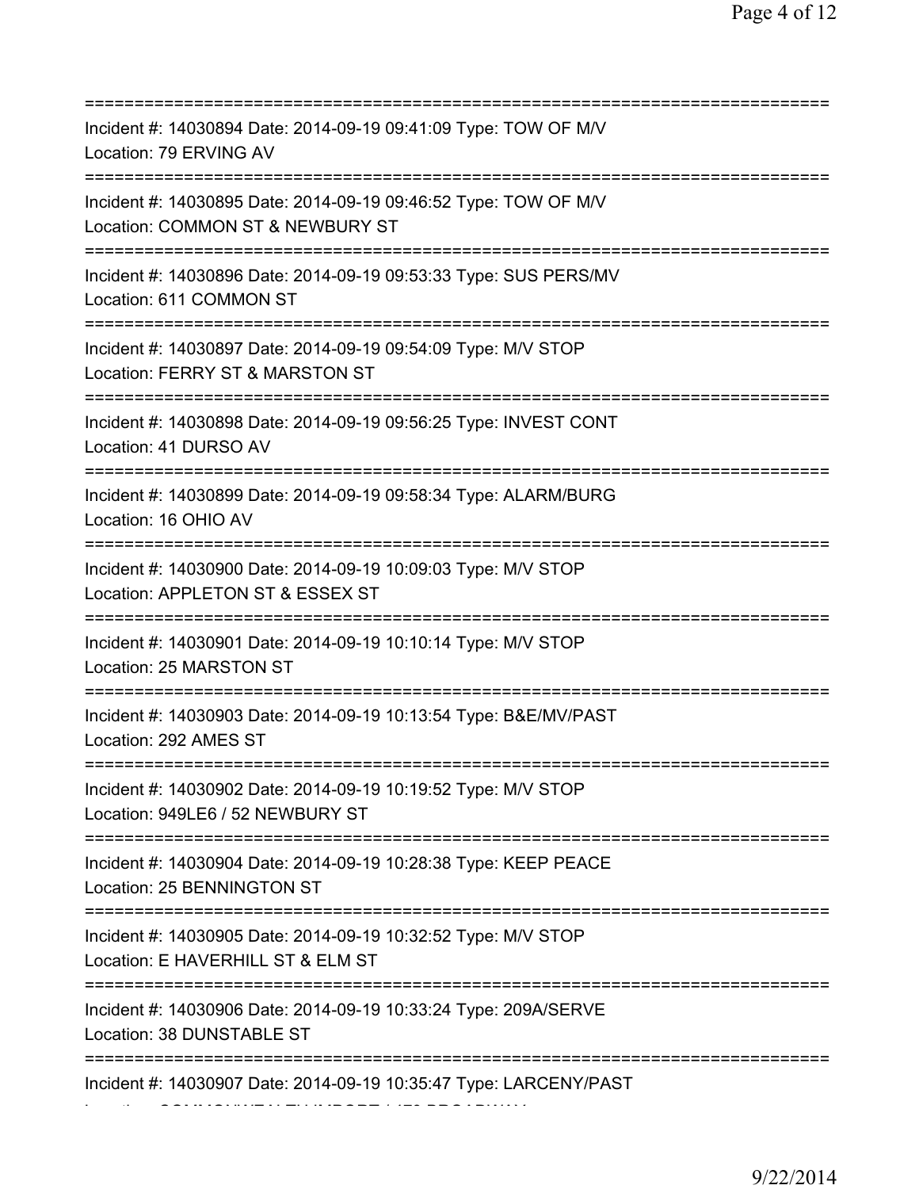===========================================================================
Incident #: 14030894 Date: 2014-09-19 09:41:09 Type: TOW OF M/V
Location: 79 ERVING AV
===========================================================================
Incident #: 14030895 Date: 2014-09-19 09:46:52 Type: TOW OF M/V
Location: COMMON ST & NEWBURY ST
===========================================================================
Incident #: 14030896 Date: 2014-09-19 09:53:33 Type: SUS PERS/MV
Location: 611 COMMON ST
===========================================================================
Incident #: 14030897 Date: 2014-09-19 09:54:09 Type: M/V STOP
Location: FERRY ST & MARSTON ST
===========================================================================
Incident #: 14030898 Date: 2014-09-19 09:56:25 Type: INVEST CONT
Location: 41 DURSO AV
===========================================================================
Incident #: 14030899 Date: 2014-09-19 09:58:34 Type: ALARM/BURG
Location: 16 OHIO AV
===========================================================================
Incident #: 14030900 Date: 2014-09-19 10:09:03 Type: M/V STOP
Location: APPLETON ST & ESSEX ST
===========================================================================
Incident #: 14030901 Date: 2014-09-19 10:10:14 Type: M/V STOP
Location: 25 MARSTON ST
===========================================================================
Incident #: 14030903 Date: 2014-09-19 10:13:54 Type: B&E/MV/PAST
Location: 292 AMES ST
===========================================================================
Incident #: 14030902 Date: 2014-09-19 10:19:52 Type: M/V STOP
Location: 949LE6 / 52 NEWBURY ST
===========================================================================
Incident #: 14030904 Date: 2014-09-19 10:28:38 Type: KEEP PEACE
Location: 25 BENNINGTON ST
===========================================================================
Incident #: 14030905 Date: 2014-09-19 10:32:52 Type: M/V STOP
Location: E HAVERHILL ST & ELM ST
===========================================================================
Incident #: 14030906 Date: 2014-09-19 10:33:24 Type: 209A/SERVE
Location: 38 DUNSTABLE ST
===========================================================================
Incident #: 14030907 Date: 2014-09-19 10:35:47 Type: LARCENY/PAST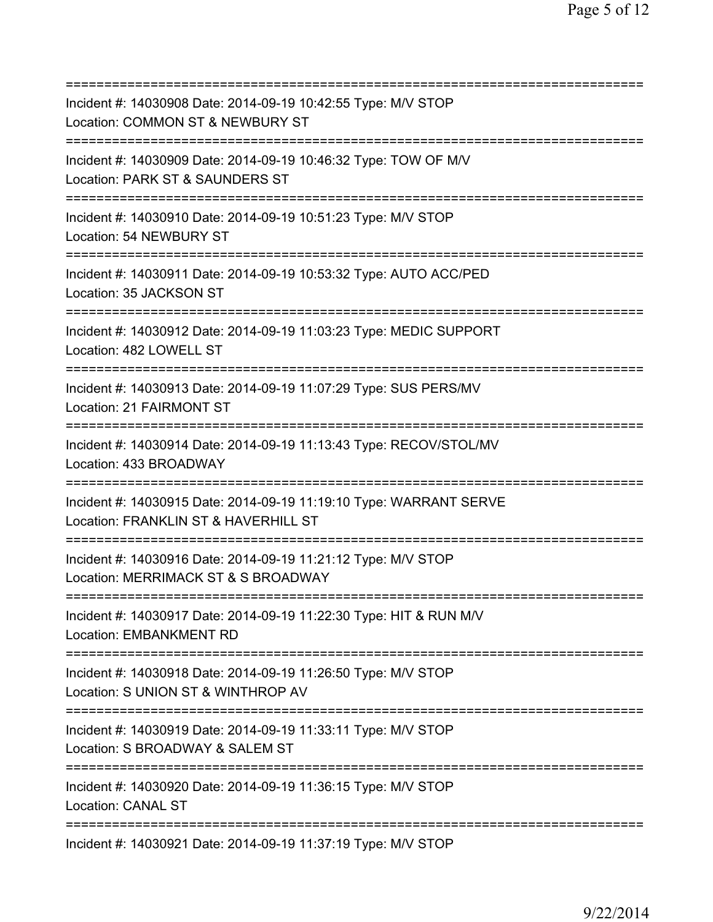===========================================================================
Incident #: 14030908 Date: 2014-09-19 10:42:55 Type: M/V STOP
Location: COMMON ST & NEWBURY ST
===========================================================================
Incident #: 14030909 Date: 2014-09-19 10:46:32 Type: TOW OF M/V
Location: PARK ST & SAUNDERS ST
===========================================================================
Incident #: 14030910 Date: 2014-09-19 10:51:23 Type: M/V STOP
Location: 54 NEWBURY ST
===========================================================================
Incident #: 14030911 Date: 2014-09-19 10:53:32 Type: AUTO ACC/PED
Location: 35 JACKSON ST
===========================================================================
Incident #: 14030912 Date: 2014-09-19 11:03:23 Type: MEDIC SUPPORT
Location: 482 LOWELL ST
===========================================================================
Incident #: 14030913 Date: 2014-09-19 11:07:29 Type: SUS PERS/MV
Location: 21 FAIRMONT ST
===========================================================================
Incident #: 14030914 Date: 2014-09-19 11:13:43 Type: RECOV/STOL/MV
Location: 433 BROADWAY
===========================================================================
Incident #: 14030915 Date: 2014-09-19 11:19:10 Type: WARRANT SERVE
Location: FRANKLIN ST & HAVERHILL ST
===========================================================================
Incident #: 14030916 Date: 2014-09-19 11:21:12 Type: M/V STOP
Location: MERRIMACK ST & S BROADWAY
===========================================================================
Incident #: 14030917 Date: 2014-09-19 11:22:30 Type: HIT & RUN M/V
Location: EMBANKMENT RD
===========================================================================
Incident #: 14030918 Date: 2014-09-19 11:26:50 Type: M/V STOP
Location: S UNION ST & WINTHROP AV
===========================================================================
Incident #: 14030919 Date: 2014-09-19 11:33:11 Type: M/V STOP
Location: S BROADWAY & SALEM ST
===========================================================================
Incident #: 14030920 Date: 2014-09-19 11:36:15 Type: M/V STOP
Location: CANAL ST
===========================================================================
Incident #: 14030921 Date: 2014-09-19 11:37:19 Type: M/V STOP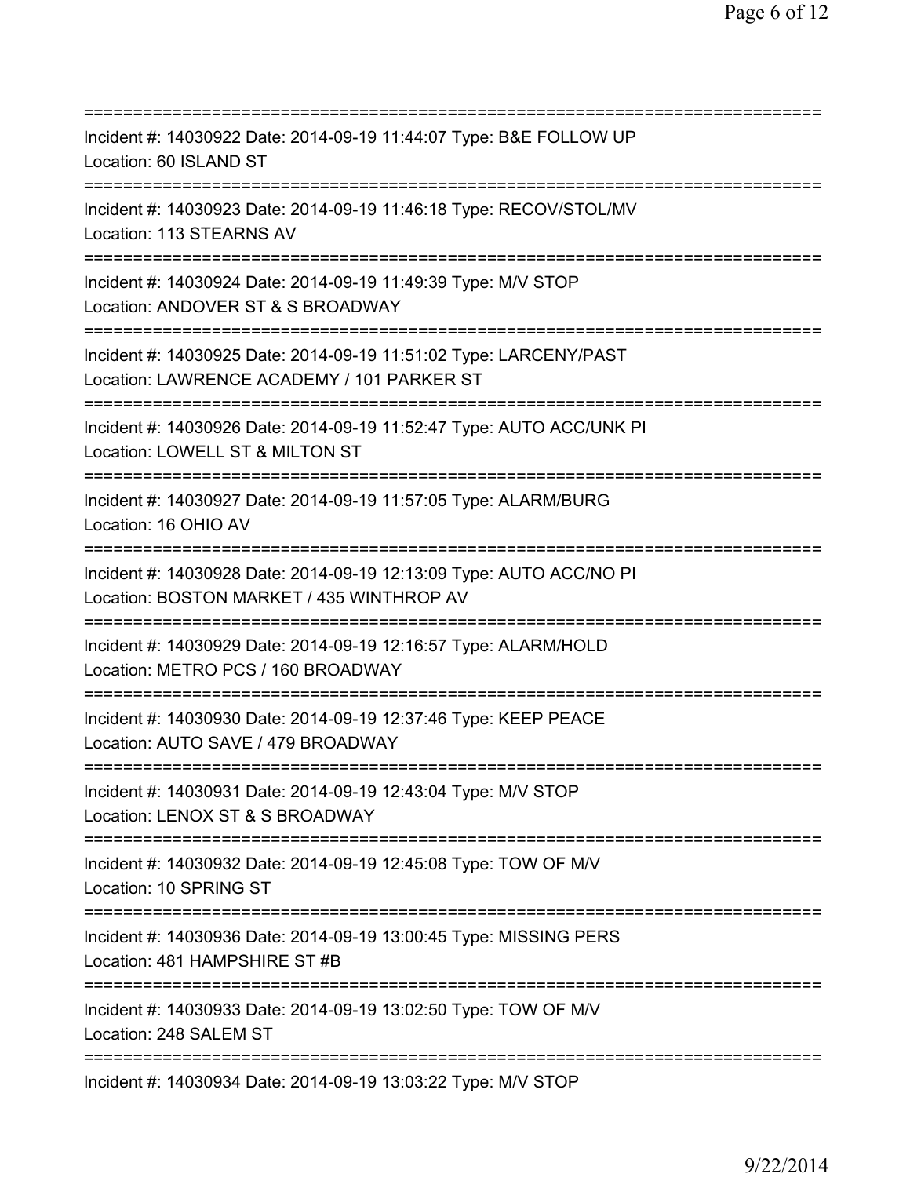==============================================================================
Incident #: 14030922 Date: 2014-09-19 11:44:07 Type: B&E FOLLOW UP
Location: 60 ISLAND ST
==============================================================================
Incident #: 14030923 Date: 2014-09-19 11:46:18 Type: RECOV/STOL/MV
Location: 113 STEARNS AV
==============================================================================
Incident #: 14030924 Date: 2014-09-19 11:49:39 Type: M/V STOP
Location: ANDOVER ST & S BROADWAY
==============================================================================
Incident #: 14030925 Date: 2014-09-19 11:51:02 Type: LARCENY/PAST
Location: LAWRENCE ACADEMY / 101 PARKER ST
==============================================================================
Incident #: 14030926 Date: 2014-09-19 11:52:47 Type: AUTO ACC/UNK PI
Location: LOWELL ST & MILTON ST
==============================================================================
Incident #: 14030927 Date: 2014-09-19 11:57:05 Type: ALARM/BURG
Location: 16 OHIO AV
==============================================================================
Incident #: 14030928 Date: 2014-09-19 12:13:09 Type: AUTO ACC/NO PI
Location: BOSTON MARKET / 435 WINTHROP AV
==============================================================================
Incident #: 14030929 Date: 2014-09-19 12:16:57 Type: ALARM/HOLD
Location: METRO PCS / 160 BROADWAY
==============================================================================
Incident #: 14030930 Date: 2014-09-19 12:37:46 Type: KEEP PEACE
Location: AUTO SAVE / 479 BROADWAY
==============================================================================
Incident #: 14030931 Date: 2014-09-19 12:43:04 Type: M/V STOP
Location: LENOX ST & S BROADWAY
==============================================================================
Incident #: 14030932 Date: 2014-09-19 12:45:08 Type: TOW OF M/V
Location: 10 SPRING ST
==============================================================================
Incident #: 14030936 Date: 2014-09-19 13:00:45 Type: MISSING PERS
Location: 481 HAMPSHIRE ST #B
==============================================================================
Incident #: 14030933 Date: 2014-09-19 13:02:50 Type: TOW OF M/V
Location: 248 SALEM ST
==============================================================================
Incident #: 14030934 Date: 2014-09-19 13:03:22 Type: M/V STOP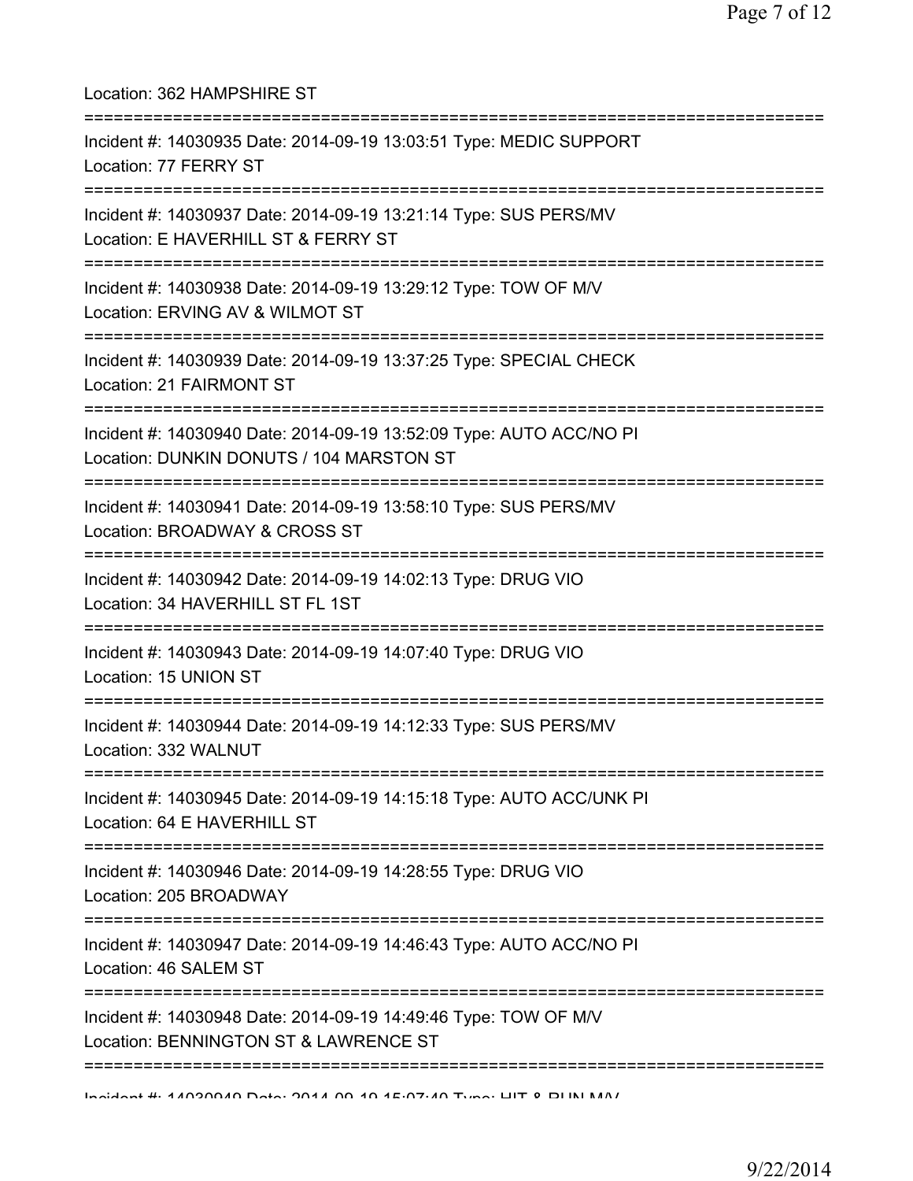Location: 362 HAMPSHIRE ST

===========================================================================

Incident #: 14030935 Date: 2014-09-19 13:03:51 Type: MEDIC SUPPORT
Location: 77 FERRY ST

===========================================================================

Incident #: 14030937 Date: 2014-09-19 13:21:14 Type: SUS PERS/MV
Location: E HAVERHILL ST & FERRY ST

===========================================================================

Incident #: 14030938 Date: 2014-09-19 13:29:12 Type: TOW OF M/V
Location: ERVING AV & WILMOT ST

===========================================================================

Incident #: 14030939 Date: 2014-09-19 13:37:25 Type: SPECIAL CHECK
Location: 21 FAIRMONT ST

===========================================================================

Incident #: 14030940 Date: 2014-09-19 13:52:09 Type: AUTO ACC/NO PI
Location: DUNKIN DONUTS / 104 MARSTON ST

===========================================================================

Incident #: 14030941 Date: 2014-09-19 13:58:10 Type: SUS PERS/MV
Location: BROADWAY & CROSS ST

===========================================================================

Incident #: 14030942 Date: 2014-09-19 14:02:13 Type: DRUG VIO
Location: 34 HAVERHILL ST FL 1ST

===========================================================================

Incident #: 14030943 Date: 2014-09-19 14:07:40 Type: DRUG VIO
Location: 15 UNION ST

===========================================================================

Incident #: 14030944 Date: 2014-09-19 14:12:33 Type: SUS PERS/MV
Location: 332 WALNUT

===========================================================================

Incident #: 14030945 Date: 2014-09-19 14:15:18 Type: AUTO ACC/UNK PI
Location: 64 E HAVERHILL ST

===========================================================================

Incident #: 14030946 Date: 2014-09-19 14:28:55 Type: DRUG VIO
Location: 205 BROADWAY

===========================================================================

Incident #: 14030947 Date: 2014-09-19 14:46:43 Type: AUTO ACC/NO PI
Location: 46 SALEM ST

===========================================================================

Incident #: 14030948 Date: 2014-09-19 14:49:46 Type: TOW OF M/V
Location: BENNINGTON ST & LAWRENCE ST

===========================================================================

Incident #: 14030949 Date: 2014-09-19 15:07:40 Type: HIT & RUN M/V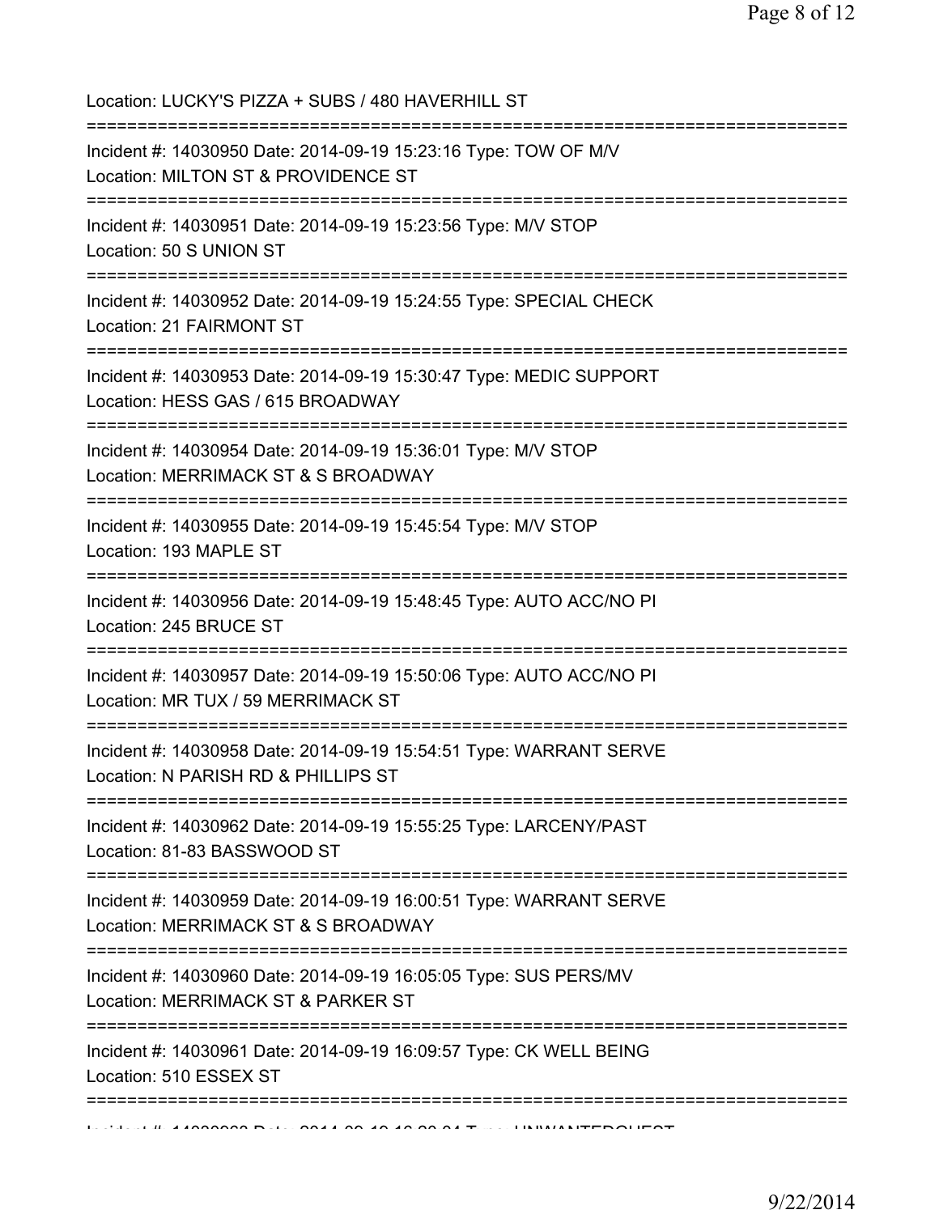Location: LUCKY'S PIZZA + SUBS / 480 HAVERHILL ST

===========================================================================

Incident #: 14030950 Date: 2014-09-19 15:23:16 Type: TOW OF M/V

Location: MILTON ST & PROVIDENCE ST

===========================================================================

Incident #: 14030951 Date: 2014-09-19 15:23:56 Type: M/V STOP

Location: 50 S UNION ST

===========================================================================

Incident #: 14030952 Date: 2014-09-19 15:24:55 Type: SPECIAL CHECK

Location: 21 FAIRMONT ST

===========================================================================

Incident #: 14030953 Date: 2014-09-19 15:30:47 Type: MEDIC SUPPORT

Location: HESS GAS / 615 BROADWAY

===========================================================================

Incident #: 14030954 Date: 2014-09-19 15:36:01 Type: M/V STOP

Location: MERRIMACK ST & S BROADWAY

===========================================================================

Incident #: 14030955 Date: 2014-09-19 15:45:54 Type: M/V STOP

Location: 193 MAPLE ST

===========================================================================

Incident #: 14030956 Date: 2014-09-19 15:48:45 Type: AUTO ACC/NO PI

Location: 245 BRUCE ST

===========================================================================

Incident #: 14030957 Date: 2014-09-19 15:50:06 Type: AUTO ACC/NO PI

Location: MR TUX / 59 MERRIMACK ST

===========================================================================

Incident #: 14030958 Date: 2014-09-19 15:54:51 Type: WARRANT SERVE

Location: N PARISH RD & PHILLIPS ST

===========================================================================

Incident #: 14030962 Date: 2014-09-19 15:55:25 Type: LARCENY/PAST

Location: 81-83 BASSWOOD ST

===========================================================================

Incident #: 14030959 Date: 2014-09-19 16:00:51 Type: WARRANT SERVE

Location: MERRIMACK ST & S BROADWAY

===========================================================================

Incident #: 14030960 Date: 2014-09-19 16:05:05 Type: SUS PERS/MV

Location: MERRIMACK ST & PARKER ST

===========================================================================

Incident #: 14030961 Date: 2014-09-19 16:09:57 Type: CK WELL BEING

Location: 510 ESSEX ST

===========================================================================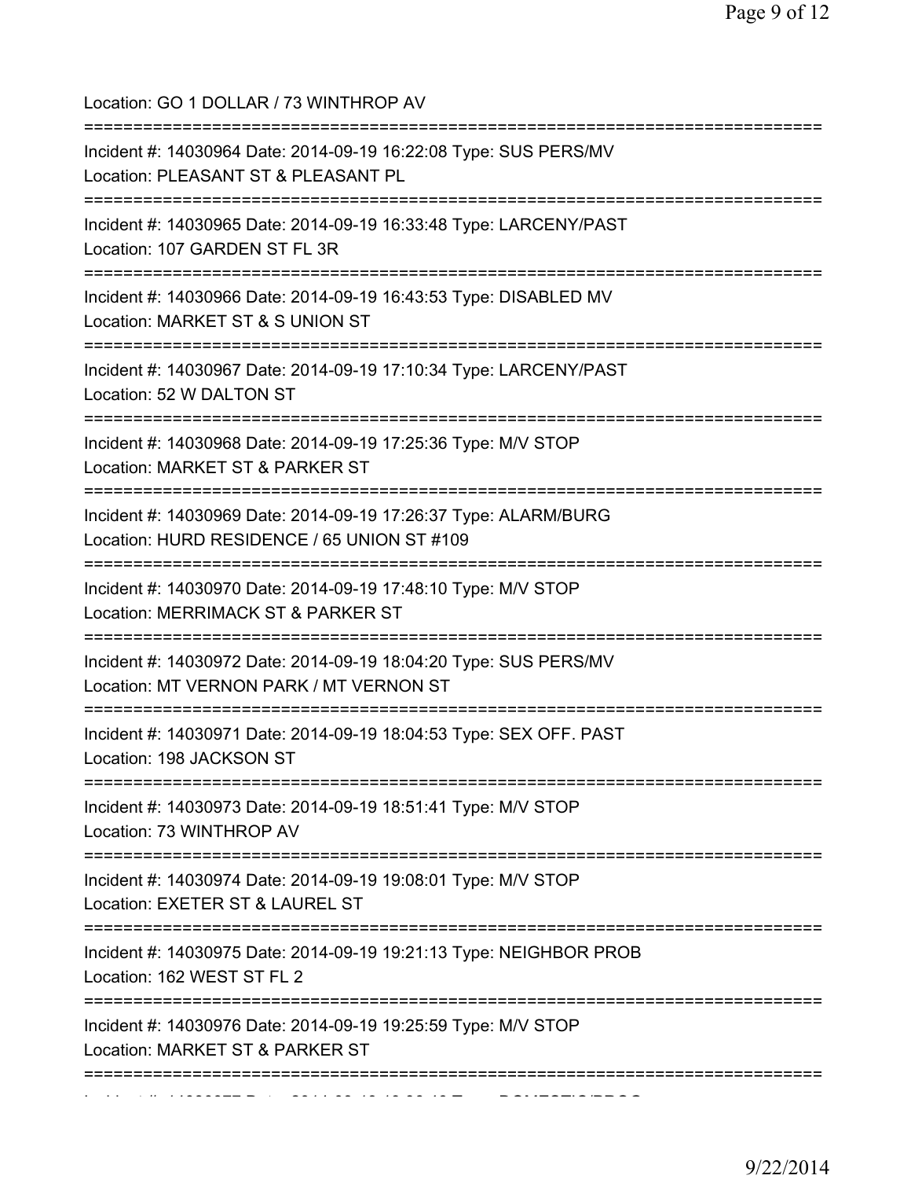Location: GO 1 DOLLAR / 73 WINTHROP AV

===========================================================================

Incident #: 14030964 Date: 2014-09-19 16:22:08 Type: SUS PERS/MV
Location: PLEASANT ST & PLEASANT PL

===========================================================================

Incident #: 14030965 Date: 2014-09-19 16:33:48 Type: LARCENY/PAST
Location: 107 GARDEN ST FL 3R

===========================================================================

Incident #: 14030966 Date: 2014-09-19 16:43:53 Type: DISABLED MV
Location: MARKET ST & S UNION ST

===========================================================================

Incident #: 14030967 Date: 2014-09-19 17:10:34 Type: LARCENY/PAST
Location: 52 W DALTON ST

===========================================================================

Incident #: 14030968 Date: 2014-09-19 17:25:36 Type: M/V STOP
Location: MARKET ST & PARKER ST

===========================================================================

Incident #: 14030969 Date: 2014-09-19 17:26:37 Type: ALARM/BURG
Location: HURD RESIDENCE / 65 UNION ST #109

===========================================================================

Incident #: 14030970 Date: 2014-09-19 17:48:10 Type: M/V STOP
Location: MERRIMACK ST & PARKER ST

===========================================================================

Incident #: 14030972 Date: 2014-09-19 18:04:20 Type: SUS PERS/MV
Location: MT VERNON PARK / MT VERNON ST

===========================================================================

Incident #: 14030971 Date: 2014-09-19 18:04:53 Type: SEX OFF. PAST
Location: 198 JACKSON ST

===========================================================================

Incident #: 14030973 Date: 2014-09-19 18:51:41 Type: M/V STOP
Location: 73 WINTHROP AV

===========================================================================

Incident #: 14030974 Date: 2014-09-19 19:08:01 Type: M/V STOP
Location: EXETER ST & LAUREL ST

===========================================================================

Incident #: 14030975 Date: 2014-09-19 19:21:13 Type: NEIGHBOR PROB
Location: 162 WEST ST FL 2

===========================================================================

Incident #: 14030976 Date: 2014-09-19 19:25:59 Type: M/V STOP
Location: MARKET ST & PARKER ST

===========================================================================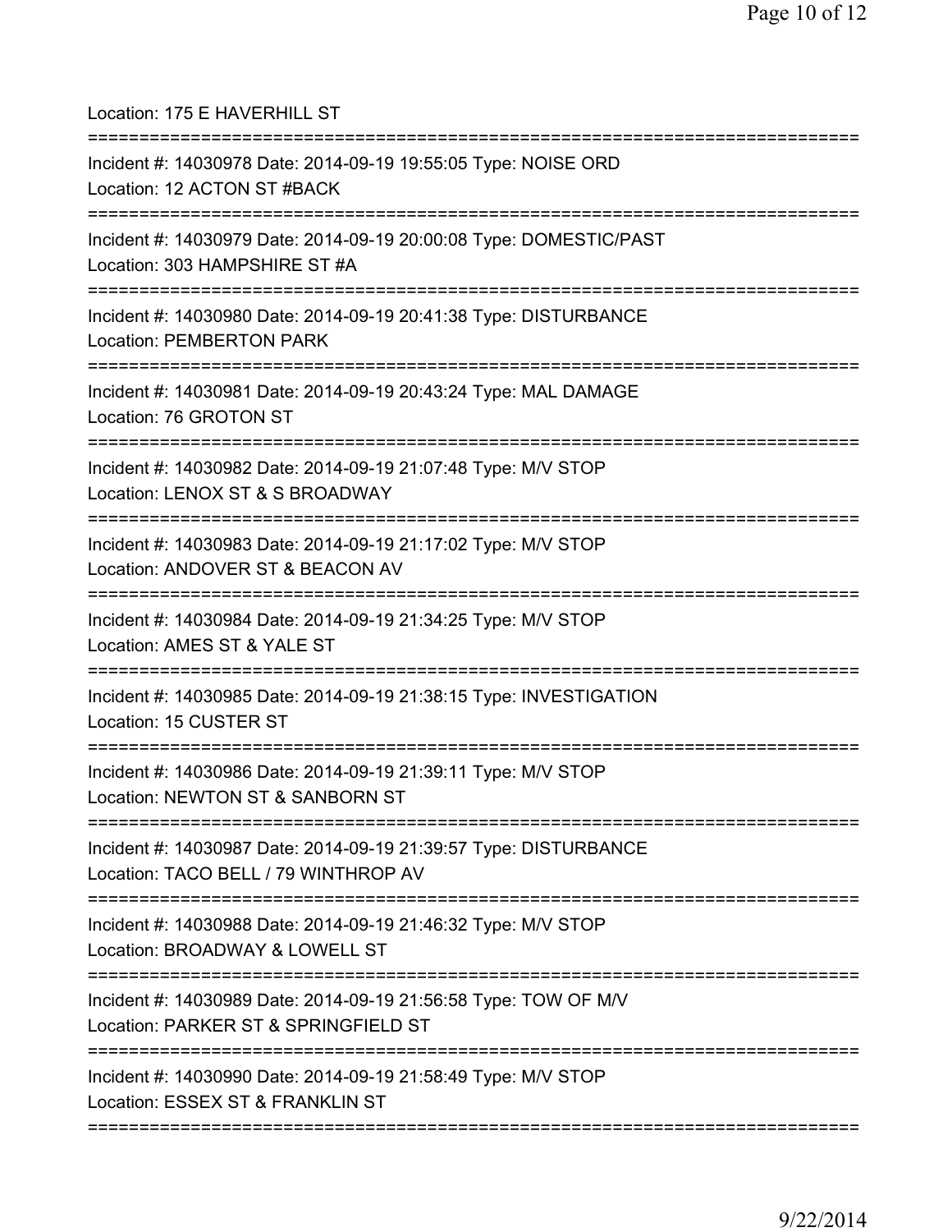Location: 175 E HAVERHILL ST

===========================================================================

Incident #: 14030978 Date: 2014-09-19 19:55:05 Type: NOISE ORD
Location: 12 ACTON ST #BACK

===========================================================================

Incident #: 14030979 Date: 2014-09-19 20:00:08 Type: DOMESTIC/PAST
Location: 303 HAMPSHIRE ST #A

===========================================================================

Incident #: 14030980 Date: 2014-09-19 20:41:38 Type: DISTURBANCE
Location: PEMBERTON PARK

===========================================================================

Incident #: 14030981 Date: 2014-09-19 20:43:24 Type: MAL DAMAGE
Location: 76 GROTON ST

===========================================================================

Incident #: 14030982 Date: 2014-09-19 21:07:48 Type: M/V STOP
Location: LENOX ST & S BROADWAY

===========================================================================

Incident #: 14030983 Date: 2014-09-19 21:17:02 Type: M/V STOP
Location: ANDOVER ST & BEACON AV

===========================================================================

Incident #: 14030984 Date: 2014-09-19 21:34:25 Type: M/V STOP
Location: AMES ST & YALE ST

===========================================================================

Incident #: 14030985 Date: 2014-09-19 21:38:15 Type: INVESTIGATION
Location: 15 CUSTER ST

===========================================================================

Incident #: 14030986 Date: 2014-09-19 21:39:11 Type: M/V STOP
Location: NEWTON ST & SANBORN ST

===========================================================================

Incident #: 14030987 Date: 2014-09-19 21:39:57 Type: DISTURBANCE
Location: TACO BELL / 79 WINTHROP AV

===========================================================================

Incident #: 14030988 Date: 2014-09-19 21:46:32 Type: M/V STOP
Location: BROADWAY & LOWELL ST

===========================================================================

Incident #: 14030989 Date: 2014-09-19 21:56:58 Type: TOW OF M/V
Location: PARKER ST & SPRINGFIELD ST

===========================================================================

Incident #: 14030990 Date: 2014-09-19 21:58:49 Type: M/V STOP
Location: ESSEX ST & FRANKLIN ST

===========================================================================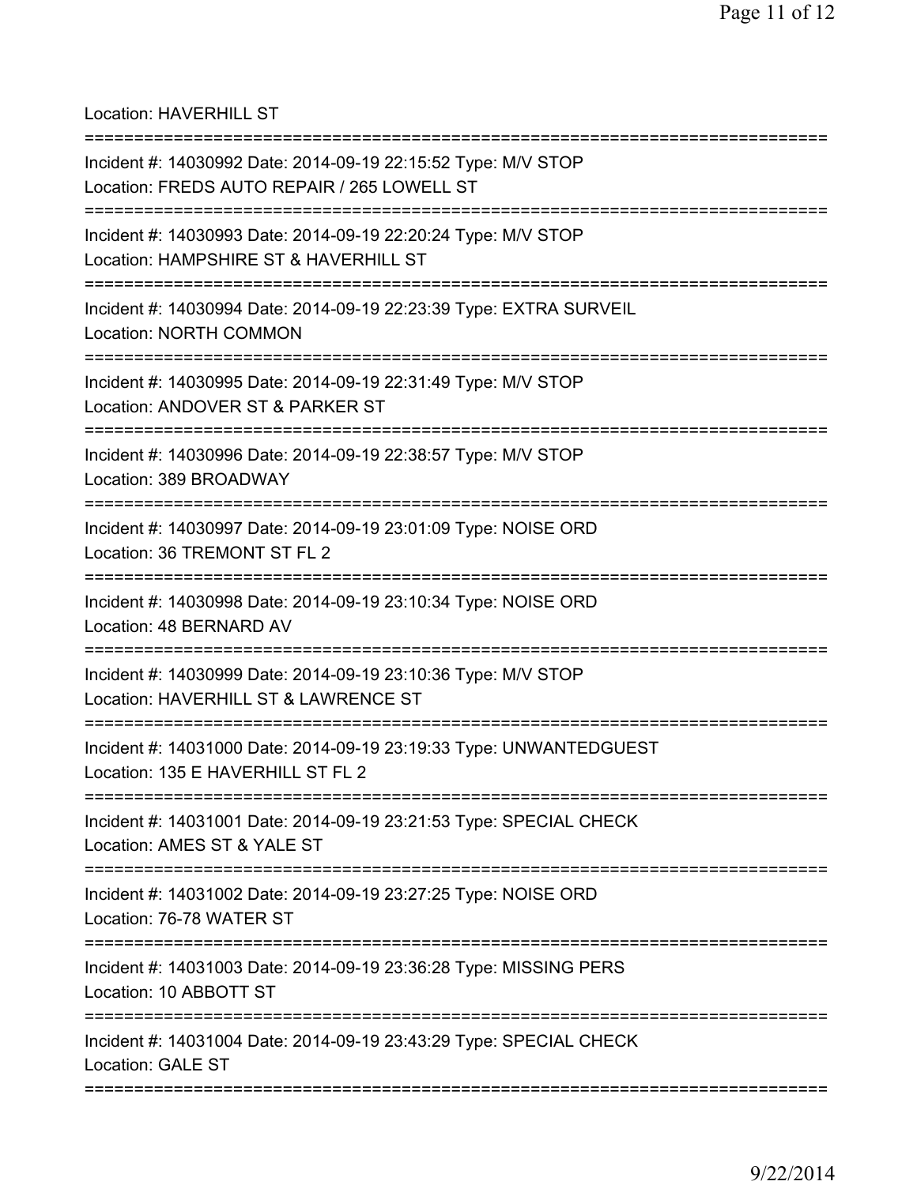Location: HAVERHILL ST

===========================================================================

Incident #: 14030992 Date: 2014-09-19 22:15:52 Type: M/V STOP
Location: FREDS AUTO REPAIR / 265 LOWELL ST

===========================================================================

Incident #: 14030993 Date: 2014-09-19 22:20:24 Type: M/V STOP
Location: HAMPSHIRE ST & HAVERHILL ST

===========================================================================

Incident #: 14030994 Date: 2014-09-19 22:23:39 Type: EXTRA SURVEIL
Location: NORTH COMMON

===========================================================================

Incident #: 14030995 Date: 2014-09-19 22:31:49 Type: M/V STOP
Location: ANDOVER ST & PARKER ST

===========================================================================

Incident #: 14030996 Date: 2014-09-19 22:38:57 Type: M/V STOP
Location: 389 BROADWAY

===========================================================================

Incident #: 14030997 Date: 2014-09-19 23:01:09 Type: NOISE ORD
Location: 36 TREMONT ST FL 2

===========================================================================

Incident #: 14030998 Date: 2014-09-19 23:10:34 Type: NOISE ORD
Location: 48 BERNARD AV

===========================================================================

Incident #: 14030999 Date: 2014-09-19 23:10:36 Type: M/V STOP
Location: HAVERHILL ST & LAWRENCE ST

===========================================================================

Incident #: 14031000 Date: 2014-09-19 23:19:33 Type: UNWANTEDGUEST
Location: 135 E HAVERHILL ST FL 2

===========================================================================

Incident #: 14031001 Date: 2014-09-19 23:21:53 Type: SPECIAL CHECK
Location: AMES ST & YALE ST

===========================================================================

Incident #: 14031002 Date: 2014-09-19 23:27:25 Type: NOISE ORD
Location: 76-78 WATER ST

===========================================================================

Incident #: 14031003 Date: 2014-09-19 23:36:28 Type: MISSING PERS
Location: 10 ABBOTT ST

===========================================================================

Incident #: 14031004 Date: 2014-09-19 23:43:29 Type: SPECIAL CHECK
Location: GALE ST

===========================================================================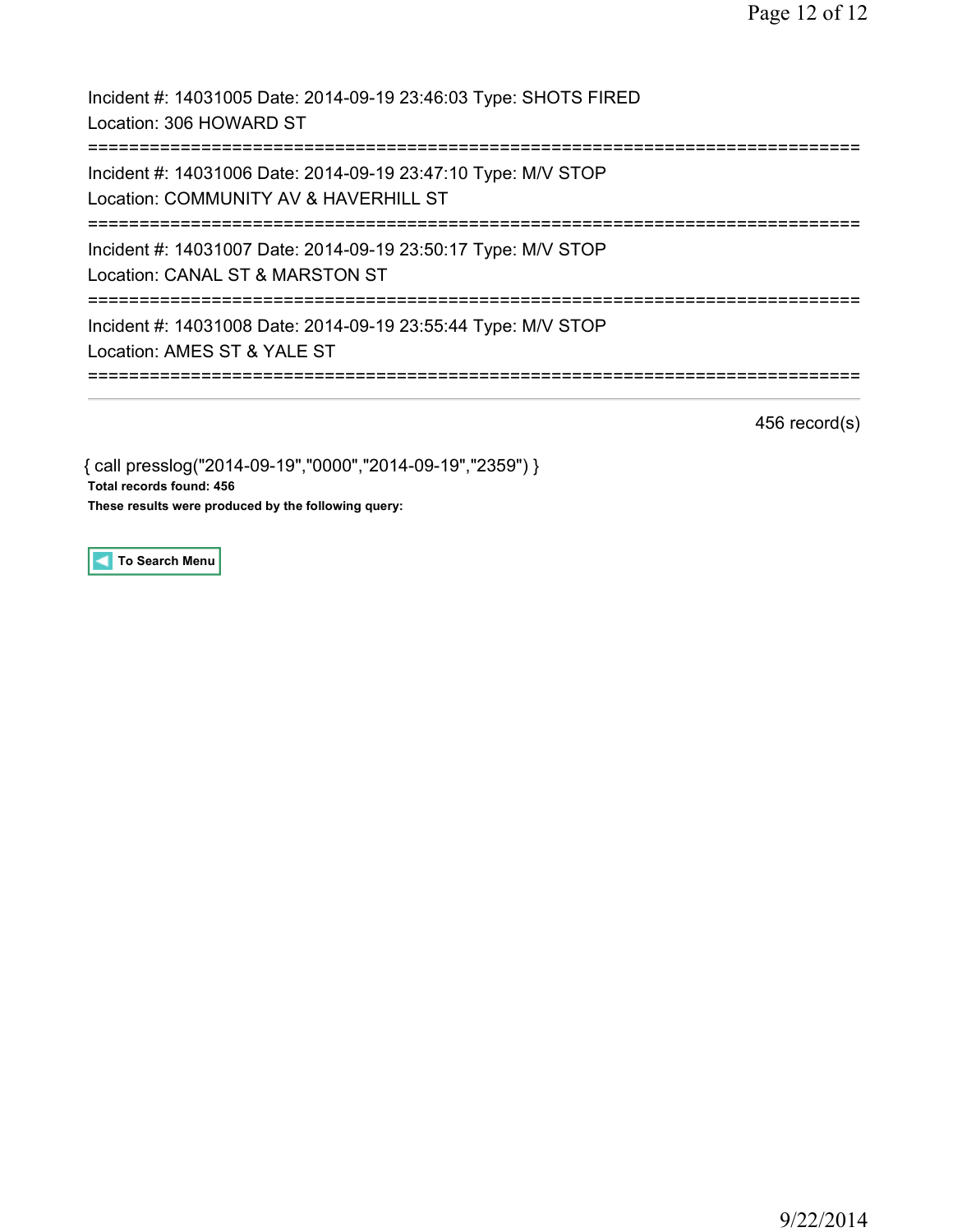Incident #: 14031005 Date: 2014-09-19 23:46:03 Type: SHOTS FIRED
Location: 306 HOWARD ST

===========================================================================

Incident #: 14031006 Date: 2014-09-19 23:47:10 Type: M/V STOP
Location: COMMUNITY AV & HAVERHILL ST

===========================================================================

Incident #: 14031007 Date: 2014-09-19 23:50:17 Type: M/V STOP
Location: CANAL ST & MARSTON ST

===========================================================================

Incident #: 14031008 Date: 2014-09-19 23:55:44 Type: M/V STOP
Location: AMES ST & YALE ST

===========================================================================

456 record(s)

{ call presslog("2014-09-19","0000","2014-09-19","2359") }

**Total records found: 456**

**These results were produced by the following query:**

**To Search Menu**